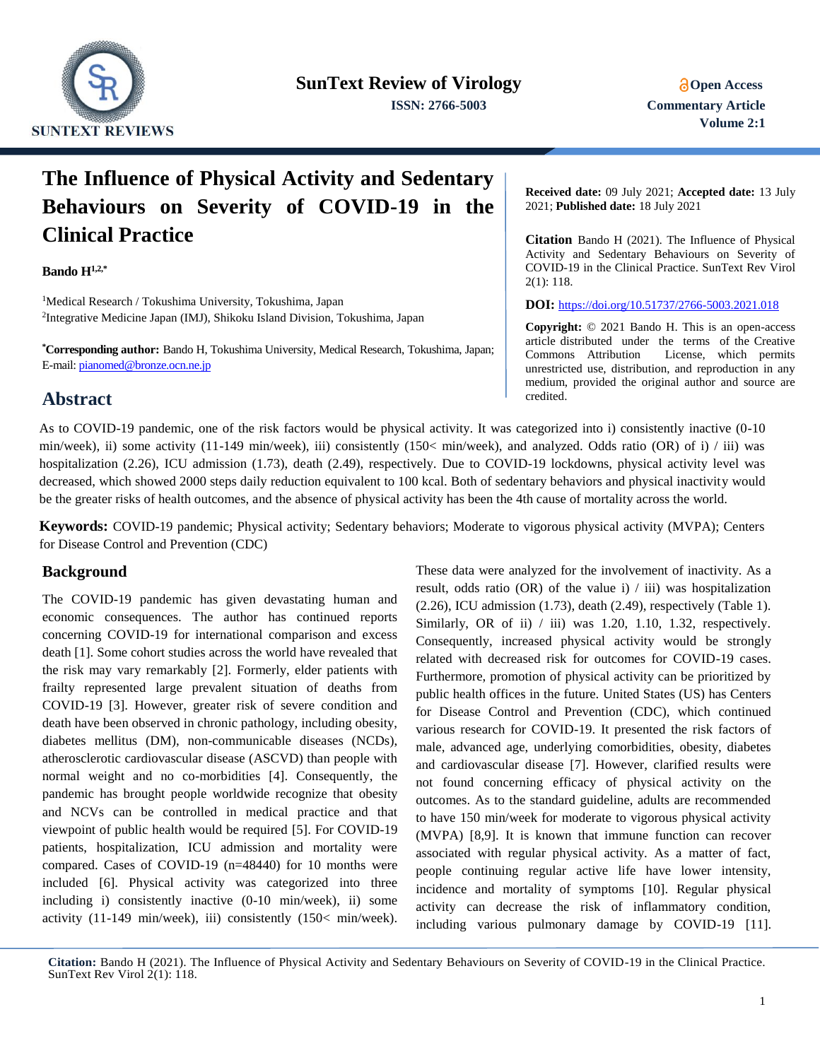SunText Review of Virology

ISSN: 2766-5003

Open Access

Commentary Article

Volume 2:1

# The Influence of Physical Activity and Sedentary Behaviours on Severity of COVID-19 in the Clinical Practice

**Bando H[1,2,*]**

[1]Medical Research / Tokushima University, Tokushima, Japan

[2]Integrative Medicine Japan (IMJ), Shikoku Island Division, Tokushima, Japan

**[*]Corresponding author:** Bando H, Tokushima University, Medical Research, Tokushima, Japan; E-mail: pianomed@bronze.ocn.ne.jp

**Received date:** 09 July 2021; **Accepted date:** 13 July 2021; **Published date:** 18 July 2021

**Citation** Bando H (2021). The Influence of Physical Activity and Sedentary Behaviours on Severity of COVID-19 in the Clinical Practice. SunText Rev Virol 2(1): 118.

**DOI:** https://doi.org/10.51737/2766-5003.2021.018

**Copyright:** © 2021 Bando H. This is an open-access article distributed under the terms of the Creative Commons Attribution License, which permits unrestricted use, distribution, and reproduction in any medium, provided the original author and source are credited.

## Abstract

As to COVID-19 pandemic, one of the risk factors would be physical activity. It was categorized into i) consistently inactive (0-10 min/week), ii) some activity (11-149 min/week), iii) consistently (150< min/week), and analyzed. Odds ratio (OR) of i) / iii) was hospitalization (2.26), ICU admission (1.73), death (2.49), respectively. Due to COVID-19 lockdowns, physical activity level was decreased, which showed 2000 steps daily reduction equivalent to 100 kcal. Both of sedentary behaviors and physical inactivity would be the greater risks of health outcomes, and the absence of physical activity has been the 4th cause of mortality across the world.

**Keywords:** COVID-19 pandemic; Physical activity; Sedentary behaviors; Moderate to vigorous physical activity (MVPA); Centers for Disease Control and Prevention (CDC)

## Background

The COVID-19 pandemic has given devastating human and economic consequences. The author has continued reports concerning COVID-19 for international comparison and excess death [1]. Some cohort studies across the world have revealed that the risk may vary remarkably [2]. Formerly, elder patients with frailty represented large prevalent situation of deaths from COVID-19 [3]. However, greater risk of severe condition and death have been observed in chronic pathology, including obesity, diabetes mellitus (DM), non-communicable diseases (NCDs), atherosclerotic cardiovascular disease (ASCVD) than people with normal weight and no co-morbidities [4]. Consequently, the pandemic has brought people worldwide recognize that obesity and NCVs can be controlled in medical practice and that viewpoint of public health would be required [5]. For COVID-19 patients, hospitalization, ICU admission and mortality were compared. Cases of COVID-19 (n=48440) for 10 months were included [6]. Physical activity was categorized into three including i) consistently inactive (0-10 min/week), ii) some activity (11-149 min/week), iii) consistently (150< min/week). These data were analyzed for the involvement of inactivity. As a result, odds ratio (OR) of the value i) / iii) was hospitalization (2.26), ICU admission (1.73), death (2.49), respectively (Table 1). Similarly, OR of ii) / iii) was 1.20, 1.10, 1.32, respectively. Consequently, increased physical activity would be strongly related with decreased risk for outcomes for COVID-19 cases. Furthermore, promotion of physical activity can be prioritized by public health offices in the future. United States (US) has Centers for Disease Control and Prevention (CDC), which continued various research for COVID-19. It presented the risk factors of male, advanced age, underlying comorbidities, obesity, diabetes and cardiovascular disease [7]. However, clarified results were not found concerning efficacy of physical activity on the outcomes. As to the standard guideline, adults are recommended to have 150 min/week for moderate to vigorous physical activity (MVPA) [8,9]. It is known that immune function can recover associated with regular physical activity. As a matter of fact, people continuing regular active life have lower intensity, incidence and mortality of symptoms [10]. Regular physical activity can decrease the risk of inflammatory condition, including various pulmonary damage by COVID-19 [11].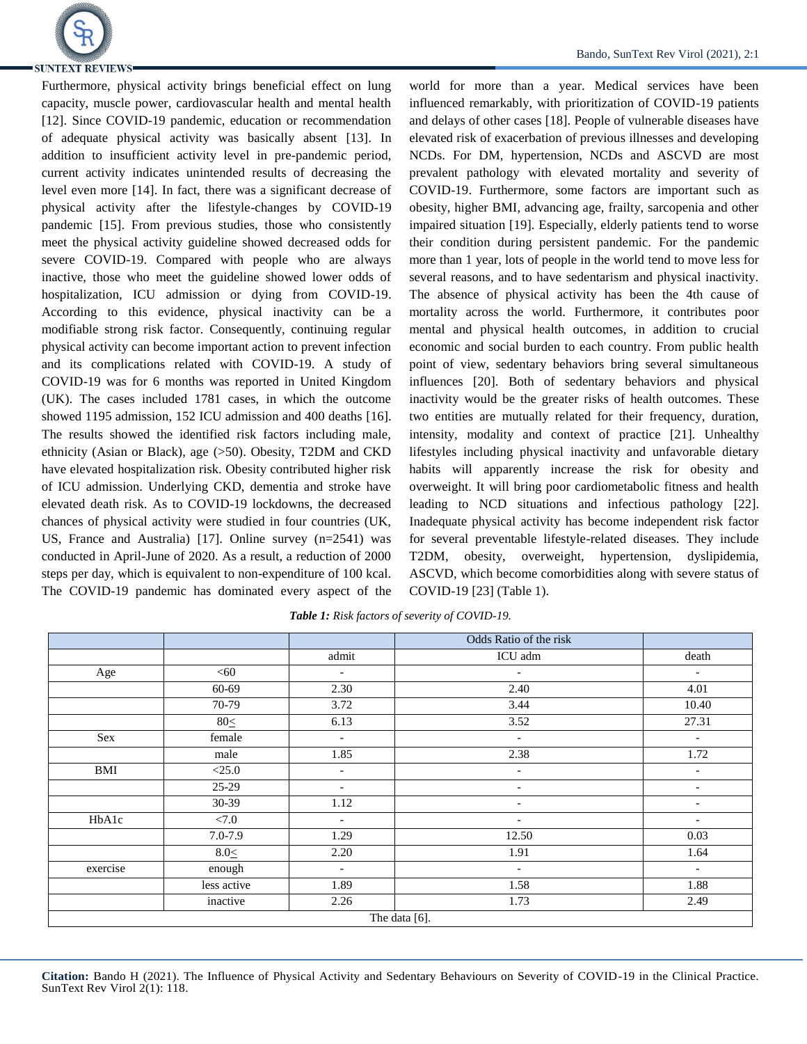Furthermore, physical activity brings beneficial effect on lung capacity, muscle power, cardiovascular health and mental health [12]. Since COVID-19 pandemic, education or recommendation of adequate physical activity was basically absent [13]. In addition to insufficient activity level in pre-pandemic period, current activity indicates unintended results of decreasing the level even more [14]. In fact, there was a significant decrease of physical activity after the lifestyle-changes by COVID-19 pandemic [15]. From previous studies, those who consistently meet the physical activity guideline showed decreased odds for severe COVID-19. Compared with people who are always inactive, those who meet the guideline showed lower odds of hospitalization, ICU admission or dying from COVID-19. According to this evidence, physical inactivity can be a modifiable strong risk factor. Consequently, continuing regular physical activity can become important action to prevent infection and its complications related with COVID-19. A study of COVID-19 was for 6 months was reported in United Kingdom (UK). The cases included 1781 cases, in which the outcome showed 1195 admission, 152 ICU admission and 400 deaths [16]. The results showed the identified risk factors including male, ethnicity (Asian or Black), age (>50). Obesity, T2DM and CKD have elevated hospitalization risk. Obesity contributed higher risk of ICU admission. Underlying CKD, dementia and stroke have elevated death risk. As to COVID-19 lockdowns, the decreased chances of physical activity were studied in four countries (UK, US, France and Australia) [17]. Online survey (n=2541) was conducted in April-June of 2020. As a result, a reduction of 2000 steps per day, which is equivalent to non-expenditure of 100 kcal. The COVID-19 pandemic has dominated every aspect of the world for more than a year. Medical services have been influenced remarkably, with prioritization of COVID-19 patients and delays of other cases [18]. People of vulnerable diseases have elevated risk of exacerbation of previous illnesses and developing NCDs. For DM, hypertension, NCDs and ASCVD are most prevalent pathology with elevated mortality and severity of COVID-19. Furthermore, some factors are important such as obesity, higher BMI, advancing age, frailty, sarcopenia and other impaired situation [19]. Especially, elderly patients tend to worse their condition during persistent pandemic. For the pandemic more than 1 year, lots of people in the world tend to move less for several reasons, and to have sedentarism and physical inactivity. The absence of physical activity has been the 4th cause of mortality across the world. Furthermore, it contributes poor mental and physical health outcomes, in addition to crucial economic and social burden to each country. From public health point of view, sedentary behaviors bring several simultaneous influences [20]. Both of sedentary behaviors and physical inactivity would be the greater risks of health outcomes. These two entities are mutually related for their frequency, duration, intensity, modality and context of practice [21]. Unhealthy lifestyles including physical inactivity and unfavorable dietary habits will apparently increase the risk for obesity and overweight. It will bring poor cardiometabolic fitness and health leading to NCD situations and infectious pathology [22]. Inadequate physical activity has become independent risk factor for several preventable lifestyle-related diseases. They include T2DM, obesity, overweight, hypertension, dyslipidemia, ASCVD, which become comorbidities along with severe status of COVID-19 [23] (Table 1).

***Table 1:*** *Risk factors of severity of COVID-19.*

| | | | Odds Ratio of the risk | |
|---|---|---|---|---|
| | | admit | ICU adm | death |
| Age | <60 | - | - | - |
| | 60-69 | 2.30 | 2.40 | 4.01 |
| | 70-79 | 3.72 | 3.44 | 10.40 |
| | 80≤ | 6.13 | 3.52 | 27.31 |
| Sex | female | - | - | - |
| | male | 1.85 | 2.38 | 1.72 |
| BMI | <25.0 | - | - | - |
| | 25-29 | - | - | - |
| | 30-39 | 1.12 | - | - |
| HbA1c | <7.0 | - | - | - |
| | 7.0-7.9 | 1.29 | 12.50 | 0.03 |
| | 8.0≤ | 2.20 | 1.91 | 1.64 |
| exercise | enough | - | - | - |
| | less active | 1.89 | 1.58 | 1.88 |
| | inactive | 2.26 | 1.73 | 2.49 |
| The data [6]. | | | | |

**Citation:** Bando H (2021). The Influence of Physical Activity and Sedentary Behaviours on Severity of COVID-19 in the Clinical Practice. SunText Rev Virol 2(1): 118.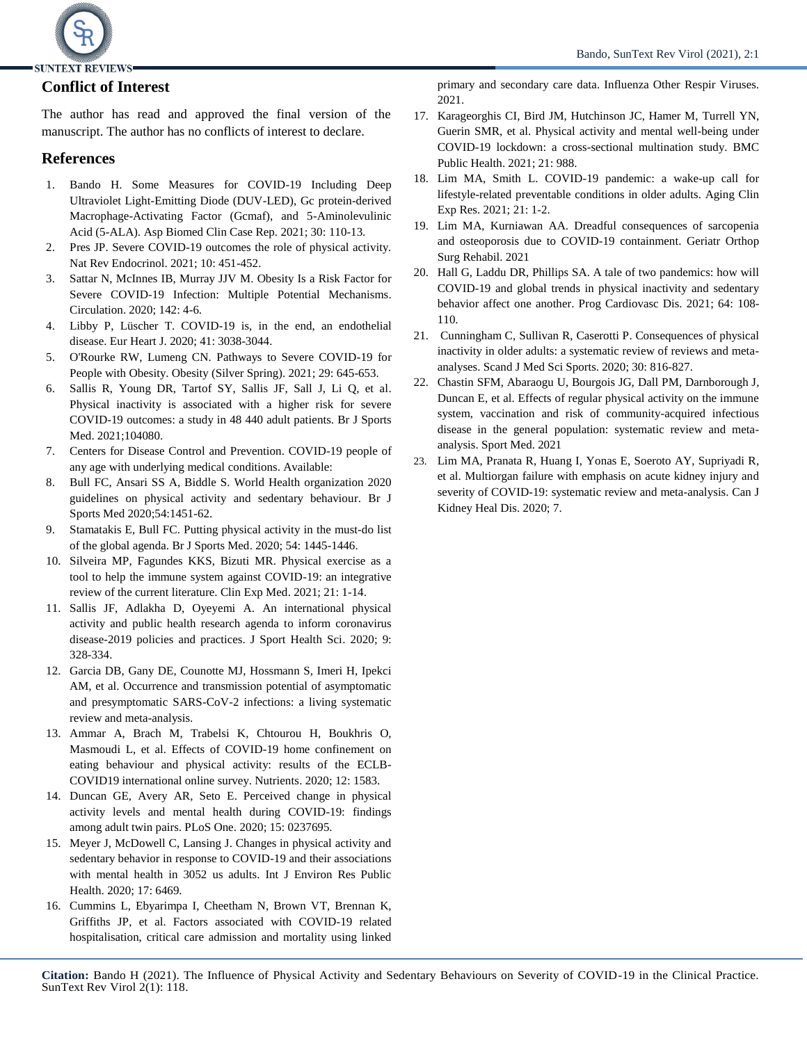## Conflict of Interest

The author has read and approved the final version of the manuscript. The author has no conflicts of interest to declare.

## References

1. Bando H. Some Measures for COVID-19 Including Deep Ultraviolet Light-Emitting Diode (DUV-LED), Gc protein-derived Macrophage-Activating Factor (Gcmaf), and 5-Aminolevulinic Acid (5-ALA). Asp Biomed Clin Case Rep. 2021; 30: 110-13.
2. Pres JP. Severe COVID-19 outcomes the role of physical activity. Nat Rev Endocrinol. 2021; 10: 451-452.
3. Sattar N, McInnes IB, Murray JJV M. Obesity Is a Risk Factor for Severe COVID-19 Infection: Multiple Potential Mechanisms. Circulation. 2020; 142: 4-6.
4. Libby P, Lüscher T. COVID-19 is, in the end, an endothelial disease. Eur Heart J. 2020; 41: 3038-3044.
5. O'Rourke RW, Lumeng CN. Pathways to Severe COVID-19 for People with Obesity. Obesity (Silver Spring). 2021; 29: 645-653.
6. Sallis R, Young DR, Tartof SY, Sallis JF, Sall J, Li Q, et al. Physical inactivity is associated with a higher risk for severe COVID-19 outcomes: a study in 48 440 adult patients. Br J Sports Med. 2021;104080.
7. Centers for Disease Control and Prevention. COVID-19 people of any age with underlying medical conditions. Available:
8. Bull FC, Ansari SS A, Biddle S. World Health organization 2020 guidelines on physical activity and sedentary behaviour. Br J Sports Med 2020;54:1451-62.
9. Stamatakis E, Bull FC. Putting physical activity in the must-do list of the global agenda. Br J Sports Med. 2020; 54: 1445-1446.
10. Silveira MP, Fagundes KKS, Bizuti MR. Physical exercise as a tool to help the immune system against COVID-19: an integrative review of the current literature. Clin Exp Med. 2021; 21: 1-14.
11. Sallis JF, Adlakha D, Oyeyemi A. An international physical activity and public health research agenda to inform coronavirus disease-2019 policies and practices. J Sport Health Sci. 2020; 9: 328-334.
12. Garcia DB, Gany DE, Counotte MJ, Hossmann S, Imeri H, Ipekci AM, et al. Occurrence and transmission potential of asymptomatic and presymptomatic SARS-CoV-2 infections: a living systematic review and meta-analysis.
13. Ammar A, Brach M, Trabelsi K, Chtourou H, Boukhris O, Masmoudi L, et al. Effects of COVID-19 home confinement on eating behaviour and physical activity: results of the ECLB-COVID19 international online survey. Nutrients. 2020; 12: 1583.
14. Duncan GE, Avery AR, Seto E. Perceived change in physical activity levels and mental health during COVID-19: findings among adult twin pairs. PLoS One. 2020; 15: 0237695.
15. Meyer J, McDowell C, Lansing J. Changes in physical activity and sedentary behavior in response to COVID-19 and their associations with mental health in 3052 us adults. Int J Environ Res Public Health. 2020; 17: 6469.
16. Cummins L, Ebyarimpa I, Cheetham N, Brown VT, Brennan K, Griffiths JP, et al. Factors associated with COVID-19 related hospitalisation, critical care admission and mortality using linked primary and secondary care data. Influenza Other Respir Viruses. 2021.
17. Karageorghis CI, Bird JM, Hutchinson JC, Hamer M, Turrell YN, Guerin SMR, et al. Physical activity and mental well-being under COVID-19 lockdown: a cross-sectional multination study. BMC Public Health. 2021; 21: 988.
18. Lim MA, Smith L. COVID-19 pandemic: a wake-up call for lifestyle-related preventable conditions in older adults. Aging Clin Exp Res. 2021; 21: 1-2.
19. Lim MA, Kurniawan AA. Dreadful consequences of sarcopenia and osteoporosis due to COVID-19 containment. Geriatr Orthop Surg Rehabil. 2021
20. Hall G, Laddu DR, Phillips SA. A tale of two pandemics: how will COVID-19 and global trends in physical inactivity and sedentary behavior affect one another. Prog Cardiovasc Dis. 2021; 64: 108-110.
21. Cunningham C, Sullivan R, Caserotti P. Consequences of physical inactivity in older adults: a systematic review of reviews and meta-analyses. Scand J Med Sci Sports. 2020; 30: 816-827.
22. Chastin SFM, Abaraogu U, Bourgois JG, Dall PM, Darnborough J, Duncan E, et al. Effects of regular physical activity on the immune system, vaccination and risk of community-acquired infectious disease in the general population: systematic review and meta-analysis. Sport Med. 2021
23. Lim MA, Pranata R, Huang I, Yonas E, Soeroto AY, Supriyadi R, et al. Multiorgan failure with emphasis on acute kidney injury and severity of COVID-19: systematic review and meta-analysis. Can J Kidney Heal Dis. 2020; 7.

**Citation:** Bando H (2021). The Influence of Physical Activity and Sedentary Behaviours on Severity of COVID-19 in the Clinical Practice. SunText Rev Virol 2(1): 118.